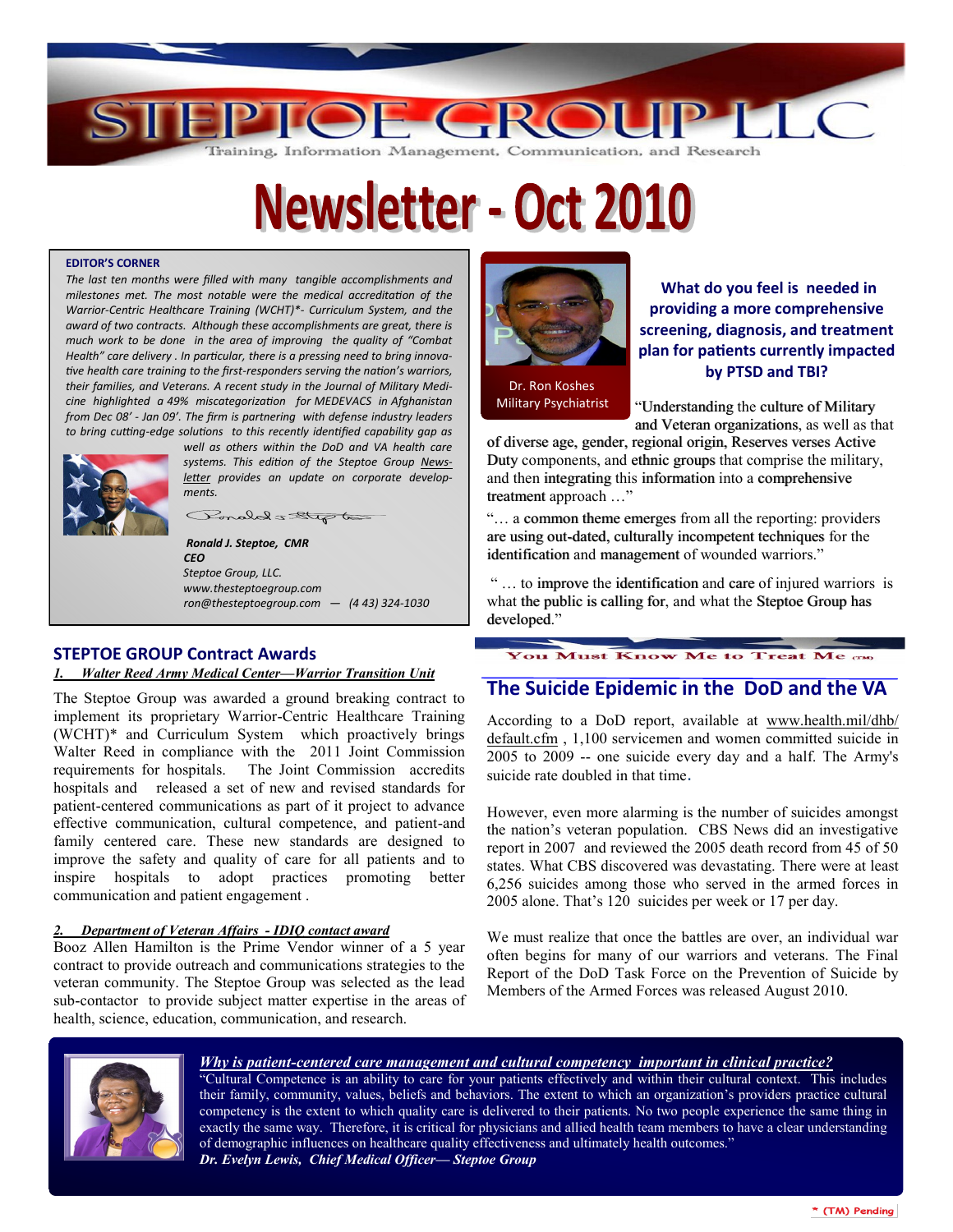# STEPTOE GROUP LLC

Training, Information Management, Communication, and Research

# Newsletter - Oct 2010

**EDITOR'S CORNER**

*The last ten months were filled with many tangible accomplishments and milestones met. The most notable were the medical accreditation of the Warrior-Centric Healthcare Training (WCHT)*- Curriculum System, and the award of two contracts. Although these accomplishments are great, there is much work to be done in the area of improving the quality of "Combat Health" care delivery . In particular, there is a pressing need to bring innovative health care training to the first-responders serving the nation's warriors, their families, and Veterans. A recent study in the Journal of Military Medicine highlighted a 49% miscategorization for MEDEVACS in Afghanistan from Dec 08' - Jan 09'. The firm is partnering with defense industry leaders to bring cutting-edge solutions to this recently identified capability gap as well as others within the DoD and VA health care systems. This edition of the Steptoe Group Newsletter provides an update on corporate developments.*

***Ronald J. Steptoe, CMR***
***CEO***
*Steptoe Group, LLC.*
*www.thesteptoegroup.com*
*ron@thesteptoegroup.com — (4 43) 324-1030*

Dr. Ron Koshes
Military Psychiatrist

### What do you feel is needed in providing a more comprehensive screening, diagnosis, and treatment plan for patients currently impacted by PTSD and TBI?

"**Understanding** the **culture of Military and Veteran organizations**, as well as that **of diverse age, gender, regional origin, Reserves verses Active Duty** components, and **ethnic groups** that comprise the military, and then **integrating** this **information** into a **comprehensive treatment** approach …"

"… a **common theme emerges** from all the reporting: providers **are using out-dated, culturally incompetent techniques** for the **identification** and **management** of wounded warriors."

" … to **improve** the **identification** and **care** of injured warriors is what **the public is calling for**, and what the **Steptoe Group has developed**."

## STEPTOE GROUP Contract Awards

***1. Walter Reed Army Medical Center—Warrior Transition Unit***

The Steptoe Group was awarded a ground breaking contract to implement its proprietary Warrior-Centric Healthcare Training (WCHT)* and Curriculum System which proactively brings Walter Reed in compliance with the 2011 Joint Commission requirements for hospitals. The Joint Commission accredits hospitals and released a set of new and revised standards for patient-centered communications as part of it project to advance effective communication, cultural competence, and patient-and family centered care. These new standards are designed to improve the safety and quality of care for all patients and to inspire hospitals to adopt practices promoting better communication and patient engagement .

***2. Department of Veteran Affairs - IDIQ contact award***

Booz Allen Hamilton is the Prime Vendor winner of a 5 year contract to provide outreach and communications strategies to the veteran community. The Steptoe Group was selected as the lead sub-contactor to provide subject matter expertise in the areas of health, science, education, communication, and research.

You Must Know Me to Treat Me (TM)

## The Suicide Epidemic in the DoD and the VA

According to a DoD report, available at www.health.mil/dhb/default.cfm , 1,100 servicemen and women committed suicide in 2005 to 2009 -- one suicide every day and a half. The Army's suicide rate doubled in that time.

However, even more alarming is the number of suicides amongst the nation's veteran population. CBS News did an investigative report in 2007 and reviewed the 2005 death record from 45 of 50 states. What CBS discovered was devastating. There were at least 6,256 suicides among those who served in the armed forces in 2005 alone. That's 120 suicides per week or 17 per day.

We must realize that once the battles are over, an individual war often begins for many of our warriors and veterans. The Final Report of the DoD Task Force on the Prevention of Suicide by Members of the Armed Forces was released August 2010.

***Why is patient-centered care management and cultural competency important in clinical practice?***

"Cultural Competence is an ability to care for your patients effectively and within their cultural context. This includes their family, community, values, beliefs and behaviors. The extent to which an organization's providers practice cultural competency is the extent to which quality care is delivered to their patients. No two people experience the same thing in exactly the same way. Therefore, it is critical for physicians and allied health team members to have a clear understanding of demographic influences on healthcare quality effectiveness and ultimately health outcomes."

***Dr. Evelyn Lewis, Chief Medical Officer— Steptoe Group***

* (TM) Pending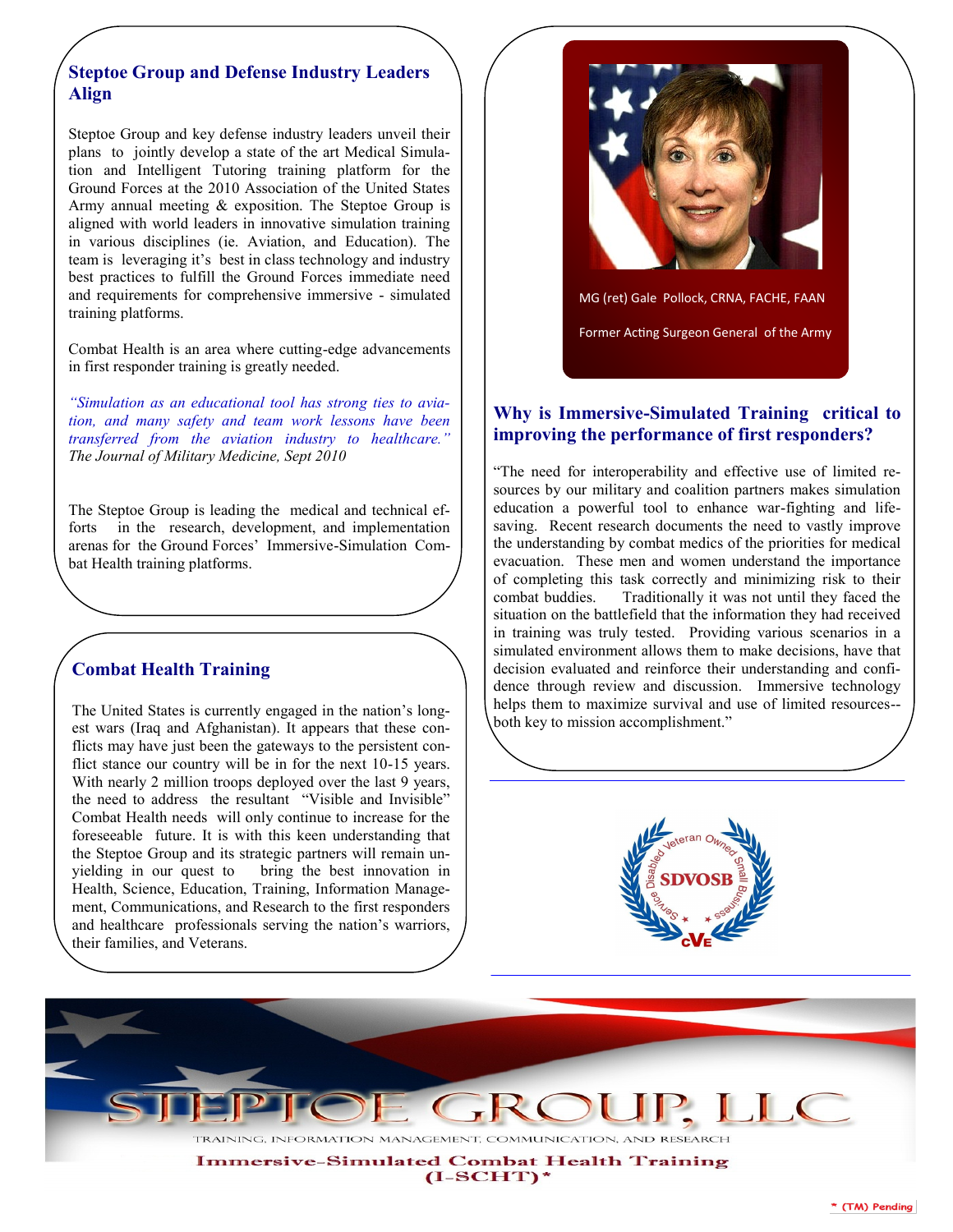## Steptoe Group and Defense Industry Leaders Align

Steptoe Group and key defense industry leaders unveil their plans to jointly develop a state of the art Medical Simulation and Intelligent Tutoring training platform for the Ground Forces at the 2010 Association of the United States Army annual meeting & exposition. The Steptoe Group is aligned with world leaders in innovative simulation training in various disciplines (ie. Aviation, and Education). The team is leveraging it's best in class technology and industry best practices to fulfill the Ground Forces immediate need and requirements for comprehensive immersive - simulated training platforms.

Combat Health is an area where cutting-edge advancements in first responder training is greatly needed.

*"Simulation as an educational tool has strong ties to aviation, and many safety and team work lessons have been transferred from the aviation industry to healthcare."*
*The Journal of Military Medicine, Sept 2010*

The Steptoe Group is leading the medical and technical efforts in the research, development, and implementation arenas for the Ground Forces' Immersive-Simulation Combat Health training platforms.

## Combat Health Training

The United States is currently engaged in the nation's longest wars (Iraq and Afghanistan). It appears that these conflicts may have just been the gateways to the persistent conflict stance our country will be in for the next 10-15 years. With nearly 2 million troops deployed over the last 9 years, the need to address the resultant "Visible and Invisible" Combat Health needs will only continue to increase for the foreseeable future. It is with this keen understanding that the Steptoe Group and its strategic partners will remain unyielding in our quest to bring the best innovation in Health, Science, Education, Training, Information Management, Communications, and Research to the first responders and healthcare professionals serving the nation's warriors, their families, and Veterans.

MG (ret) Gale Pollock, CRNA, FACHE, FAAN

Former Acting Surgeon General of the Army

## Why is Immersive-Simulated Training critical to improving the performance of first responders?

"The need for interoperability and effective use of limited resources by our military and coalition partners makes simulation education a powerful tool to enhance war-fighting and life-saving. Recent research documents the need to vastly improve the understanding by combat medics of the priorities for medical evacuation. These men and women understand the importance of completing this task correctly and minimizing risk to their combat buddies. Traditionally it was not until they faced the situation on the battlefield that the information they had received in training was truly tested. Providing various scenarios in a simulated environment allows them to make decisions, have that decision evaluated and reinforce their understanding and confidence through review and discussion. Immersive technology helps them to maximize survival and use of limited resources--both key to mission accomplishment."

Service Disabled Veteran Owned Small Business
SDVOSB
CVE

STEPTOE GROUP, LLC

TRAINING, INFORMATION MANAGEMENT, COMMUNICATION, AND RESEARCH

**Immersive-Simulated Combat Health Training (I-SCHT)***

* (TM) Pending